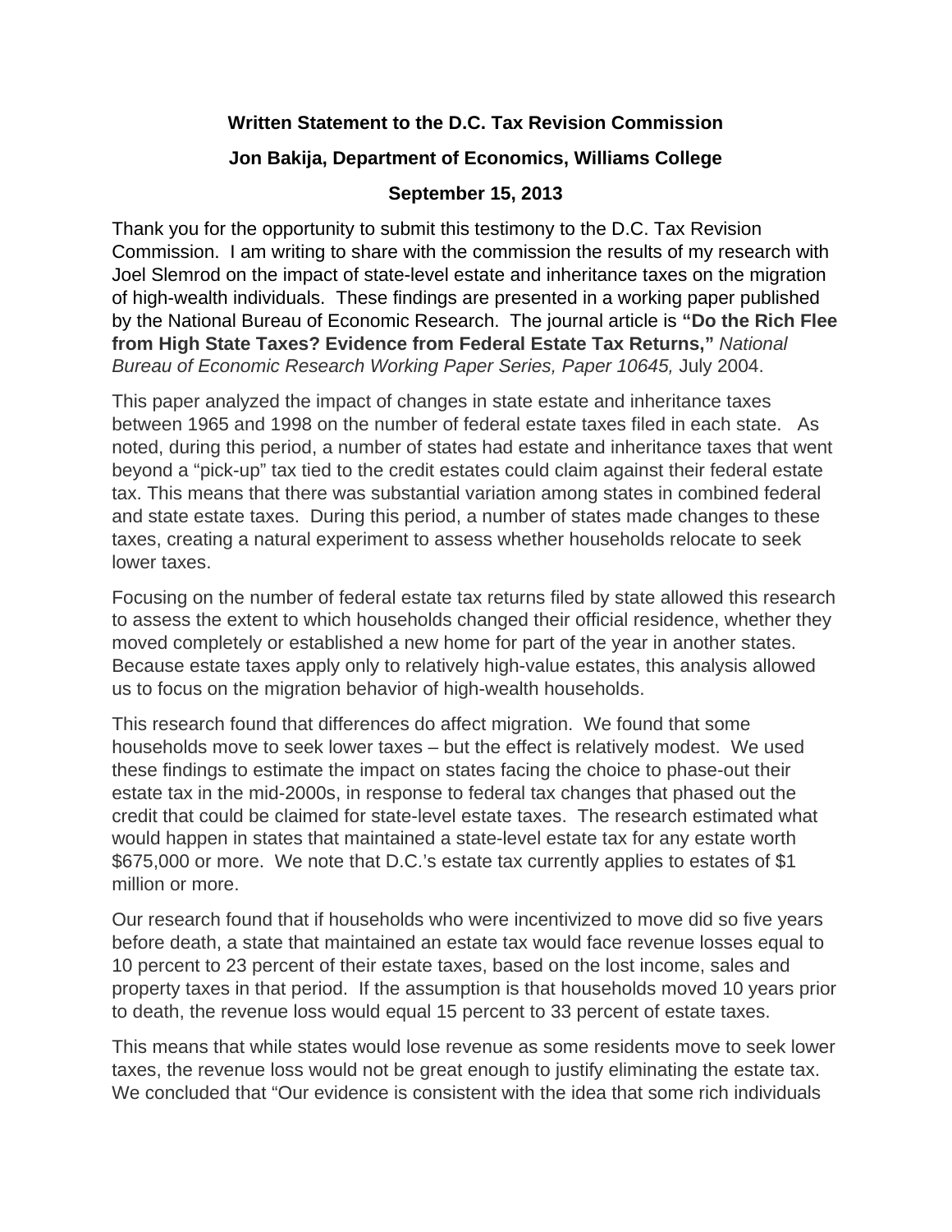**Written Statement to the D.C. Tax Revision Commission**

**Jon Bakija, Department of Economics, Williams College**

**September 15, 2013**

Thank you for the opportunity to submit this testimony to the D.C. Tax Revision Commission. I am writing to share with the commission the results of my research with Joel Slemrod on the impact of state-level estate and inheritance taxes on the migration of high-wealth individuals. These findings are presented in a working paper published by the National Bureau of Economic Research. The journal article is **"Do the Rich Flee from High State Taxes? Evidence from Federal Estate Tax Returns,"** *National Bureau of Economic Research Working Paper Series, Paper 10645,* July 2004.

This paper analyzed the impact of changes in state estate and inheritance taxes between 1965 and 1998 on the number of federal estate taxes filed in each state. As noted, during this period, a number of states had estate and inheritance taxes that went beyond a "pick-up" tax tied to the credit estates could claim against their federal estate tax. This means that there was substantial variation among states in combined federal and state estate taxes. During this period, a number of states made changes to these taxes, creating a natural experiment to assess whether households relocate to seek lower taxes.

Focusing on the number of federal estate tax returns filed by state allowed this research to assess the extent to which households changed their official residence, whether they moved completely or established a new home for part of the year in another states. Because estate taxes apply only to relatively high-value estates, this analysis allowed us to focus on the migration behavior of high-wealth households.

This research found that differences do affect migration. We found that some households move to seek lower taxes – but the effect is relatively modest. We used these findings to estimate the impact on states facing the choice to phase-out their estate tax in the mid-2000s, in response to federal tax changes that phased out the credit that could be claimed for state-level estate taxes. The research estimated what would happen in states that maintained a state-level estate tax for any estate worth $675,000 or more. We note that D.C.'s estate tax currently applies to estates of $1 million or more.

Our research found that if households who were incentivized to move did so five years before death, a state that maintained an estate tax would face revenue losses equal to 10 percent to 23 percent of their estate taxes, based on the lost income, sales and property taxes in that period. If the assumption is that households moved 10 years prior to death, the revenue loss would equal 15 percent to 33 percent of estate taxes.

This means that while states would lose revenue as some residents move to seek lower taxes, the revenue loss would not be great enough to justify eliminating the estate tax. We concluded that "Our evidence is consistent with the idea that some rich individuals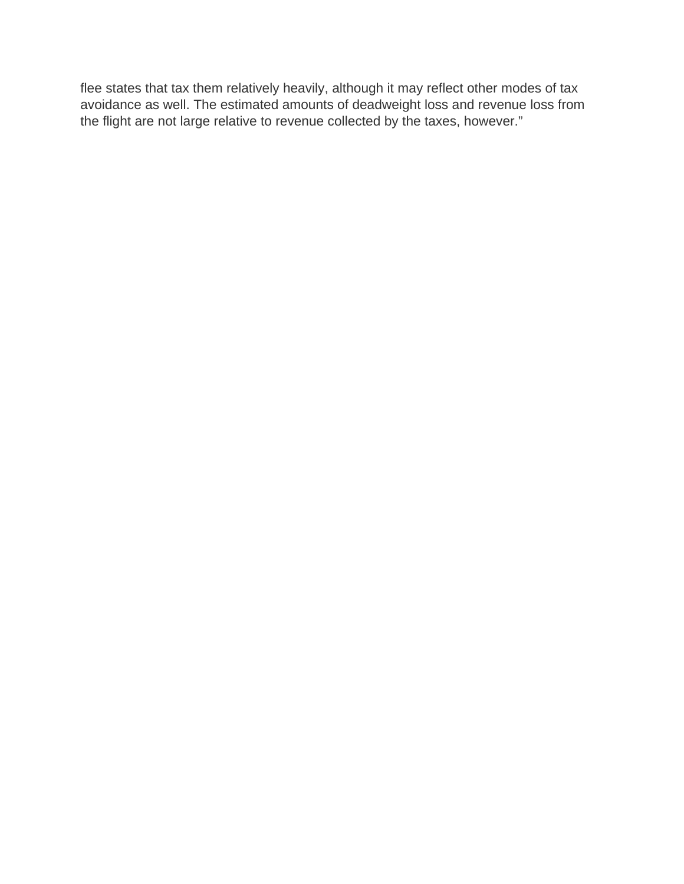flee states that tax them relatively heavily, although it may reflect other modes of tax avoidance as well. The estimated amounts of deadweight loss and revenue loss from the flight are not large relative to revenue collected by the taxes, however."